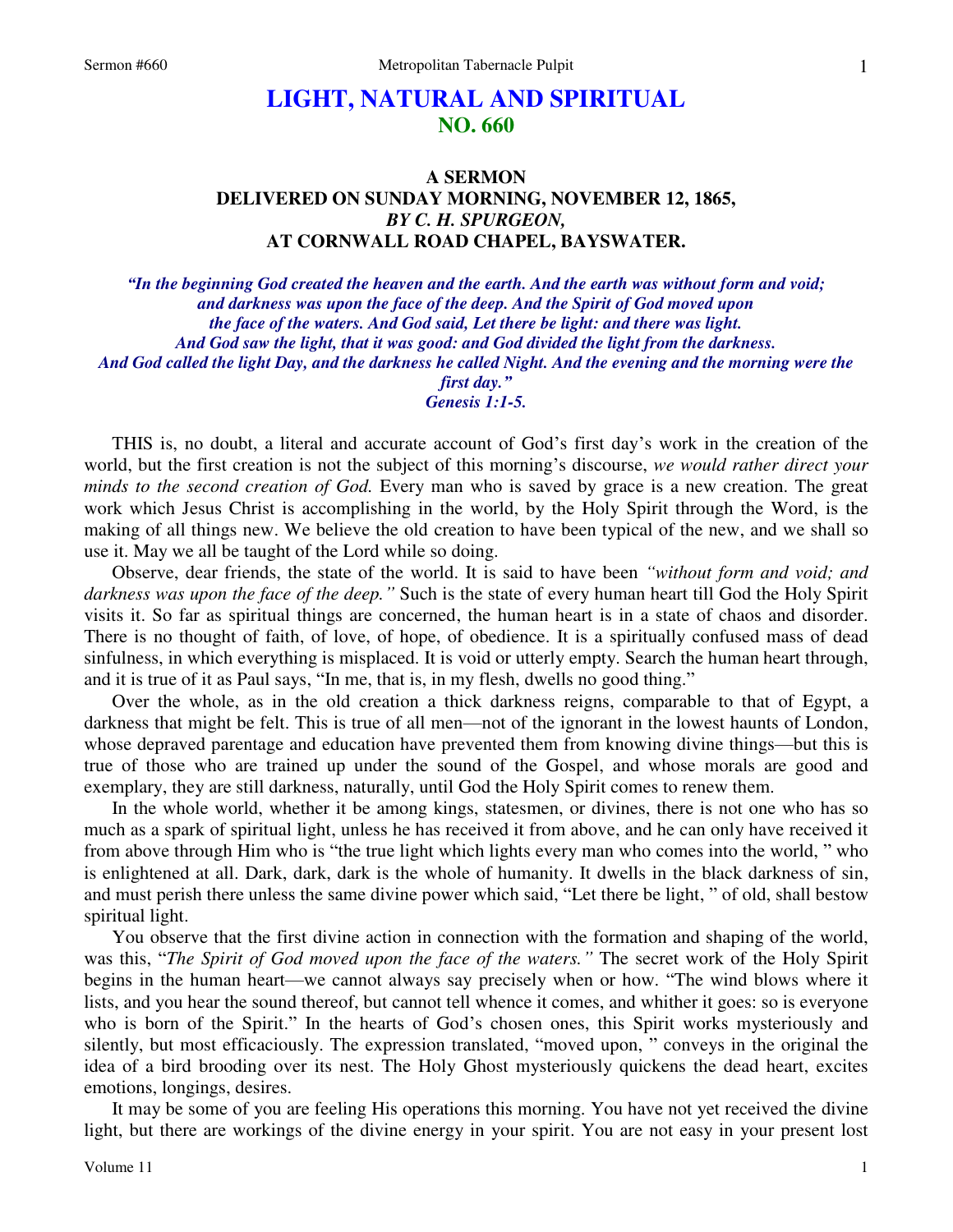# LIGHT, NATURAL AND SPIRITUAL
## NO. 660

### A SERMON
### DELIVERED ON SUNDAY MORNING, NOVEMBER 12, 1865,
### *BY C. H. SPURGEON,*
### AT CORNWALL ROAD CHAPEL, BAYSWATER.

***"In the beginning God created the heaven and the earth. And the earth was without form and void; and darkness was upon the face of the deep. And the Spirit of God moved upon the face of the waters. And God said, Let there be light: and there was light. And God saw the light, that it was good: and God divided the light from the darkness. And God called the light Day, and the darkness he called Night. And the evening and the morning were the first day." Genesis 1:1-5.***

THIS is, no doubt, a literal and accurate account of God's first day's work in the creation of the world, but the first creation is not the subject of this morning's discourse, *we would rather direct your minds to the second creation of God.* Every man who is saved by grace is a new creation. The great work which Jesus Christ is accomplishing in the world, by the Holy Spirit through the Word, is the making of all things new. We believe the old creation to have been typical of the new, and we shall so use it. May we all be taught of the Lord while so doing.

Observe, dear friends, the state of the world. It is said to have been *"without form and void; and darkness was upon the face of the deep."* Such is the state of every human heart till God the Holy Spirit visits it. So far as spiritual things are concerned, the human heart is in a state of chaos and disorder. There is no thought of faith, of love, of hope, of obedience. It is a spiritually confused mass of dead sinfulness, in which everything is misplaced. It is void or utterly empty. Search the human heart through, and it is true of it as Paul says, "In me, that is, in my flesh, dwells no good thing."

Over the whole, as in the old creation a thick darkness reigns, comparable to that of Egypt, a darkness that might be felt. This is true of all men—not of the ignorant in the lowest haunts of London, whose depraved parentage and education have prevented them from knowing divine things—but this is true of those who are trained up under the sound of the Gospel, and whose morals are good and exemplary, they are still darkness, naturally, until God the Holy Spirit comes to renew them.

In the whole world, whether it be among kings, statesmen, or divines, there is not one who has so much as a spark of spiritual light, unless he has received it from above, and he can only have received it from above through Him who is "the true light which lights every man who comes into the world, " who is enlightened at all. Dark, dark, dark is the whole of humanity. It dwells in the black darkness of sin, and must perish there unless the same divine power which said, "Let there be light, " of old, shall bestow spiritual light.

You observe that the first divine action in connection with the formation and shaping of the world, was this, "*The Spirit of God moved upon the face of the waters."* The secret work of the Holy Spirit begins in the human heart—we cannot always say precisely when or how. "The wind blows where it lists, and you hear the sound thereof, but cannot tell whence it comes, and whither it goes: so is everyone who is born of the Spirit." In the hearts of God's chosen ones, this Spirit works mysteriously and silently, but most efficaciously. The expression translated, "moved upon, " conveys in the original the idea of a bird brooding over its nest. The Holy Ghost mysteriously quickens the dead heart, excites emotions, longings, desires.

It may be some of you are feeling His operations this morning. You have not yet received the divine light, but there are workings of the divine energy in your spirit. You are not easy in your present lost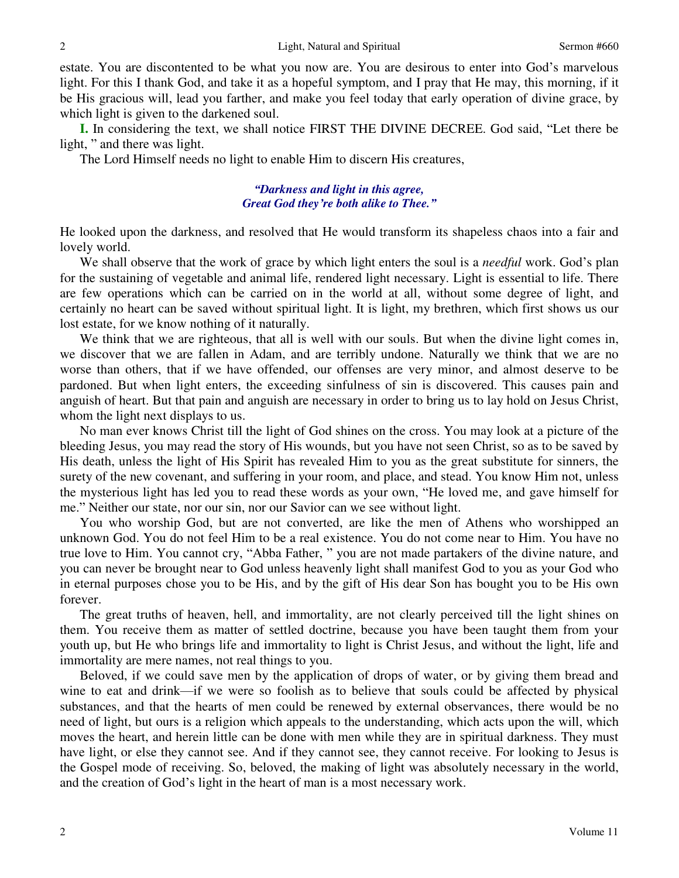estate. You are discontented to be what you now are. You are desirous to enter into God's marvelous light. For this I thank God, and take it as a hopeful symptom, and I pray that He may, this morning, if it be His gracious will, lead you farther, and make you feel today that early operation of divine grace, by which light is given to the darkened soul.

**I.** In considering the text, we shall notice FIRST THE DIVINE DECREE. God said, "Let there be light, " and there was light.

The Lord Himself needs no light to enable Him to discern His creatures,

*"Darkness and light in this agree,*
*Great God they're both alike to Thee."*

He looked upon the darkness, and resolved that He would transform its shapeless chaos into a fair and lovely world.

We shall observe that the work of grace by which light enters the soul is a *needful* work. God's plan for the sustaining of vegetable and animal life, rendered light necessary. Light is essential to life. There are few operations which can be carried on in the world at all, without some degree of light, and certainly no heart can be saved without spiritual light. It is light, my brethren, which first shows us our lost estate, for we know nothing of it naturally.

We think that we are righteous, that all is well with our souls. But when the divine light comes in, we discover that we are fallen in Adam, and are terribly undone. Naturally we think that we are no worse than others, that if we have offended, our offenses are very minor, and almost deserve to be pardoned. But when light enters, the exceeding sinfulness of sin is discovered. This causes pain and anguish of heart. But that pain and anguish are necessary in order to bring us to lay hold on Jesus Christ, whom the light next displays to us.

No man ever knows Christ till the light of God shines on the cross. You may look at a picture of the bleeding Jesus, you may read the story of His wounds, but you have not seen Christ, so as to be saved by His death, unless the light of His Spirit has revealed Him to you as the great substitute for sinners, the surety of the new covenant, and suffering in your room, and place, and stead. You know Him not, unless the mysterious light has led you to read these words as your own, "He loved me, and gave himself for me." Neither our state, nor our sin, nor our Savior can we see without light.

You who worship God, but are not converted, are like the men of Athens who worshipped an unknown God. You do not feel Him to be a real existence. You do not come near to Him. You have no true love to Him. You cannot cry, "Abba Father, " you are not made partakers of the divine nature, and you can never be brought near to God unless heavenly light shall manifest God to you as your God who in eternal purposes chose you to be His, and by the gift of His dear Son has bought you to be His own forever.

The great truths of heaven, hell, and immortality, are not clearly perceived till the light shines on them. You receive them as matter of settled doctrine, because you have been taught them from your youth up, but He who brings life and immortality to light is Christ Jesus, and without the light, life and immortality are mere names, not real things to you.

Beloved, if we could save men by the application of drops of water, or by giving them bread and wine to eat and drink—if we were so foolish as to believe that souls could be affected by physical substances, and that the hearts of men could be renewed by external observances, there would be no need of light, but ours is a religion which appeals to the understanding, which acts upon the will, which moves the heart, and herein little can be done with men while they are in spiritual darkness. They must have light, or else they cannot see. And if they cannot see, they cannot receive. For looking to Jesus is the Gospel mode of receiving. So, beloved, the making of light was absolutely necessary in the world, and the creation of God's light in the heart of man is a most necessary work.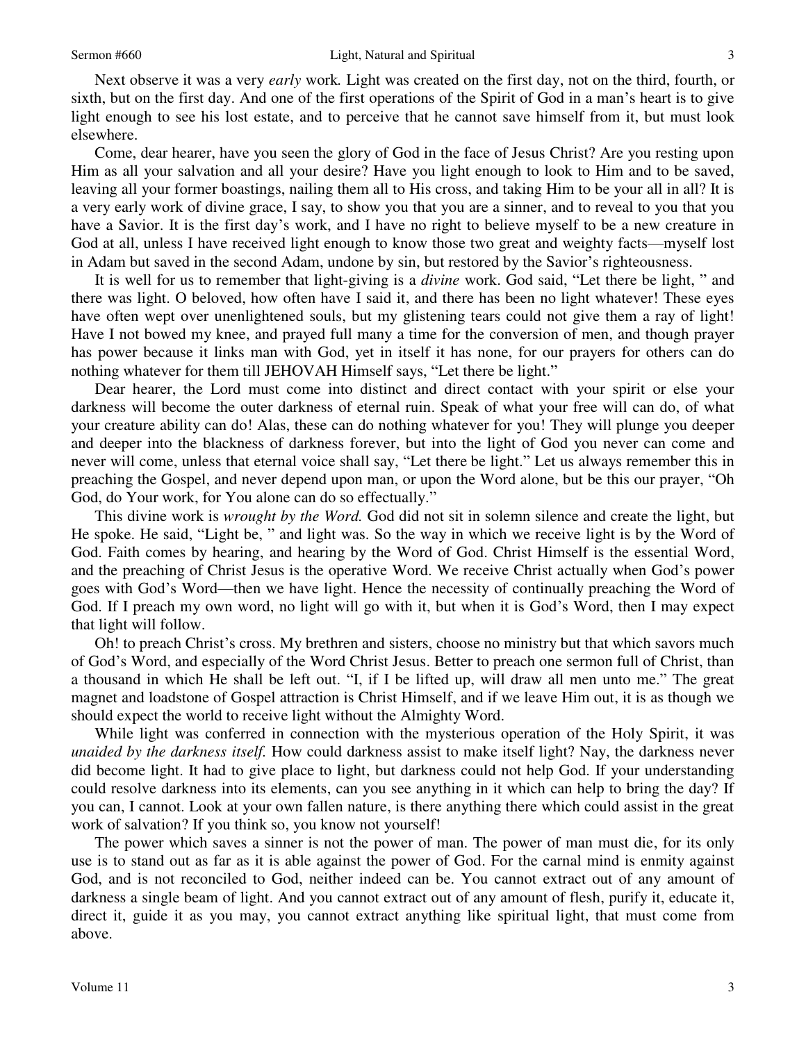Next observe it was a very *early* work. Light was created on the first day, not on the third, fourth, or sixth, but on the first day. And one of the first operations of the Spirit of God in a man's heart is to give light enough to see his lost estate, and to perceive that he cannot save himself from it, but must look elsewhere.

Come, dear hearer, have you seen the glory of God in the face of Jesus Christ? Are you resting upon Him as all your salvation and all your desire? Have you light enough to look to Him and to be saved, leaving all your former boastings, nailing them all to His cross, and taking Him to be your all in all? It is a very early work of divine grace, I say, to show you that you are a sinner, and to reveal to you that you have a Savior. It is the first day's work, and I have no right to believe myself to be a new creature in God at all, unless I have received light enough to know those two great and weighty facts—myself lost in Adam but saved in the second Adam, undone by sin, but restored by the Savior's righteousness.

It is well for us to remember that light-giving is a *divine* work. God said, "Let there be light, " and there was light. O beloved, how often have I said it, and there has been no light whatever! These eyes have often wept over unenlightened souls, but my glistening tears could not give them a ray of light! Have I not bowed my knee, and prayed full many a time for the conversion of men, and though prayer has power because it links man with God, yet in itself it has none, for our prayers for others can do nothing whatever for them till JEHOVAH Himself says, "Let there be light."

Dear hearer, the Lord must come into distinct and direct contact with your spirit or else your darkness will become the outer darkness of eternal ruin. Speak of what your free will can do, of what your creature ability can do! Alas, these can do nothing whatever for you! They will plunge you deeper and deeper into the blackness of darkness forever, but into the light of God you never can come and never will come, unless that eternal voice shall say, "Let there be light." Let us always remember this in preaching the Gospel, and never depend upon man, or upon the Word alone, but be this our prayer, "Oh God, do Your work, for You alone can do so effectually."

This divine work is *wrought by the Word.* God did not sit in solemn silence and create the light, but He spoke. He said, "Light be, " and light was. So the way in which we receive light is by the Word of God. Faith comes by hearing, and hearing by the Word of God. Christ Himself is the essential Word, and the preaching of Christ Jesus is the operative Word. We receive Christ actually when God's power goes with God's Word—then we have light. Hence the necessity of continually preaching the Word of God. If I preach my own word, no light will go with it, but when it is God's Word, then I may expect that light will follow.

Oh! to preach Christ's cross. My brethren and sisters, choose no ministry but that which savors much of God's Word, and especially of the Word Christ Jesus. Better to preach one sermon full of Christ, than a thousand in which He shall be left out. "I, if I be lifted up, will draw all men unto me." The great magnet and loadstone of Gospel attraction is Christ Himself, and if we leave Him out, it is as though we should expect the world to receive light without the Almighty Word.

While light was conferred in connection with the mysterious operation of the Holy Spirit, it was *unaided by the darkness itself.* How could darkness assist to make itself light? Nay, the darkness never did become light. It had to give place to light, but darkness could not help God. If your understanding could resolve darkness into its elements, can you see anything in it which can help to bring the day? If you can, I cannot. Look at your own fallen nature, is there anything there which could assist in the great work of salvation? If you think so, you know not yourself!

The power which saves a sinner is not the power of man. The power of man must die, for its only use is to stand out as far as it is able against the power of God. For the carnal mind is enmity against God, and is not reconciled to God, neither indeed can be. You cannot extract out of any amount of darkness a single beam of light. And you cannot extract out of any amount of flesh, purify it, educate it, direct it, guide it as you may, you cannot extract anything like spiritual light, that must come from above.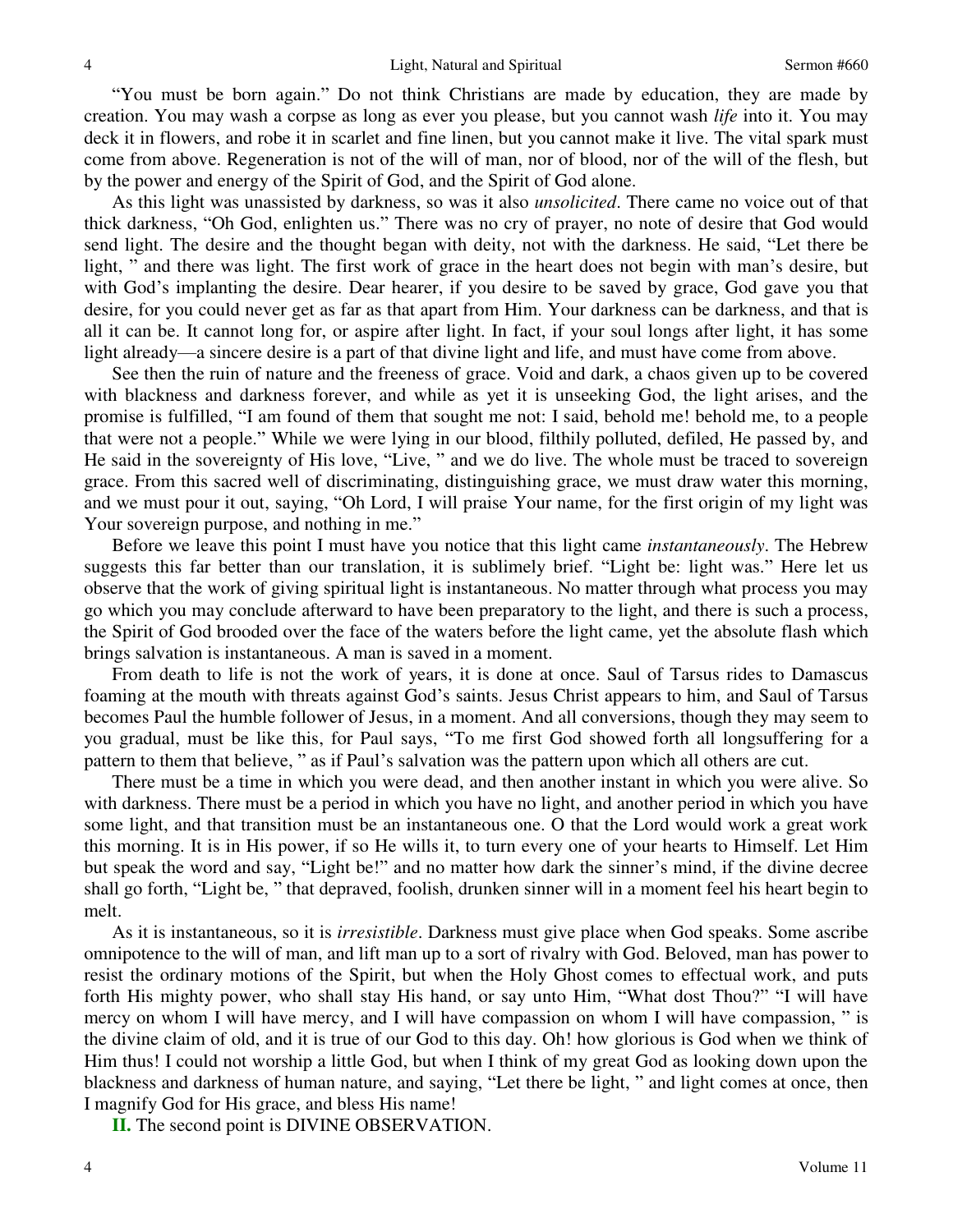"You must be born again." Do not think Christians are made by education, they are made by creation. You may wash a corpse as long as ever you please, but you cannot wash *life* into it. You may deck it in flowers, and robe it in scarlet and fine linen, but you cannot make it live. The vital spark must come from above. Regeneration is not of the will of man, nor of blood, nor of the will of the flesh, but by the power and energy of the Spirit of God, and the Spirit of God alone.

As this light was unassisted by darkness, so was it also *unsolicited*. There came no voice out of that thick darkness, "Oh God, enlighten us." There was no cry of prayer, no note of desire that God would send light. The desire and the thought began with deity, not with the darkness. He said, "Let there be light, " and there was light. The first work of grace in the heart does not begin with man's desire, but with God's implanting the desire. Dear hearer, if you desire to be saved by grace, God gave you that desire, for you could never get as far as that apart from Him. Your darkness can be darkness, and that is all it can be. It cannot long for, or aspire after light. In fact, if your soul longs after light, it has some light already—a sincere desire is a part of that divine light and life, and must have come from above.

See then the ruin of nature and the freeness of grace. Void and dark, a chaos given up to be covered with blackness and darkness forever, and while as yet it is unseeking God, the light arises, and the promise is fulfilled, "I am found of them that sought me not: I said, behold me! behold me, to a people that were not a people." While we were lying in our blood, filthily polluted, defiled, He passed by, and He said in the sovereignty of His love, "Live, " and we do live. The whole must be traced to sovereign grace. From this sacred well of discriminating, distinguishing grace, we must draw water this morning, and we must pour it out, saying, "Oh Lord, I will praise Your name, for the first origin of my light was Your sovereign purpose, and nothing in me."

Before we leave this point I must have you notice that this light came *instantaneously*. The Hebrew suggests this far better than our translation, it is sublimely brief. "Light be: light was." Here let us observe that the work of giving spiritual light is instantaneous. No matter through what process you may go which you may conclude afterward to have been preparatory to the light, and there is such a process, the Spirit of God brooded over the face of the waters before the light came, yet the absolute flash which brings salvation is instantaneous. A man is saved in a moment.

From death to life is not the work of years, it is done at once. Saul of Tarsus rides to Damascus foaming at the mouth with threats against God's saints. Jesus Christ appears to him, and Saul of Tarsus becomes Paul the humble follower of Jesus, in a moment. And all conversions, though they may seem to you gradual, must be like this, for Paul says, "To me first God showed forth all longsuffering for a pattern to them that believe, " as if Paul's salvation was the pattern upon which all others are cut.

There must be a time in which you were dead, and then another instant in which you were alive. So with darkness. There must be a period in which you have no light, and another period in which you have some light, and that transition must be an instantaneous one. O that the Lord would work a great work this morning. It is in His power, if so He wills it, to turn every one of your hearts to Himself. Let Him but speak the word and say, "Light be!" and no matter how dark the sinner's mind, if the divine decree shall go forth, "Light be, " that depraved, foolish, drunken sinner will in a moment feel his heart begin to melt.

As it is instantaneous, so it is *irresistible*. Darkness must give place when God speaks. Some ascribe omnipotence to the will of man, and lift man up to a sort of rivalry with God. Beloved, man has power to resist the ordinary motions of the Spirit, but when the Holy Ghost comes to effectual work, and puts forth His mighty power, who shall stay His hand, or say unto Him, "What dost Thou?" "I will have mercy on whom I will have mercy, and I will have compassion on whom I will have compassion, " is the divine claim of old, and it is true of our God to this day. Oh! how glorious is God when we think of Him thus! I could not worship a little God, but when I think of my great God as looking down upon the blackness and darkness of human nature, and saying, "Let there be light, " and light comes at once, then I magnify God for His grace, and bless His name!

**II.** The second point is DIVINE OBSERVATION.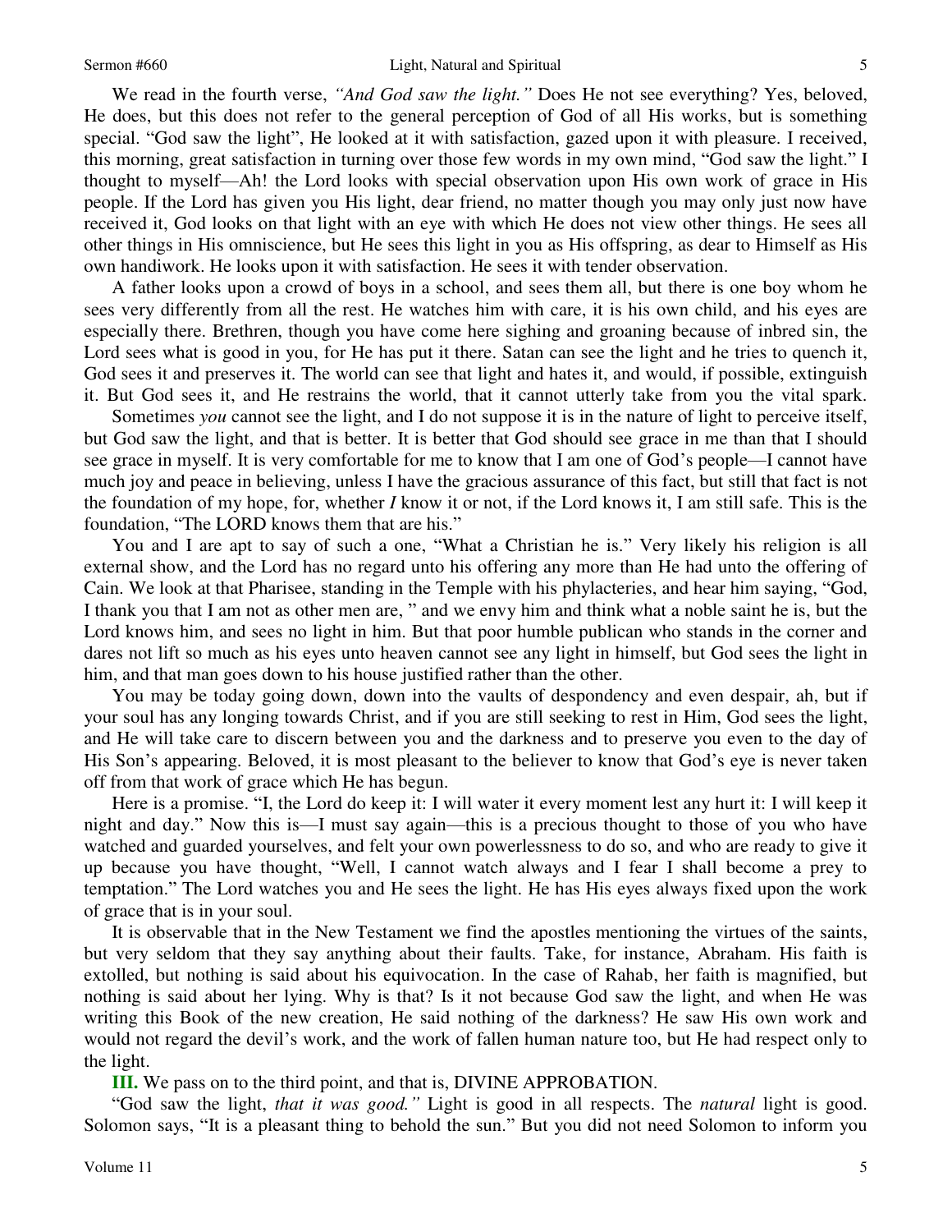We read in the fourth verse, *"And God saw the light."* Does He not see everything? Yes, beloved, He does, but this does not refer to the general perception of God of all His works, but is something special. "God saw the light", He looked at it with satisfaction, gazed upon it with pleasure. I received, this morning, great satisfaction in turning over those few words in my own mind, "God saw the light." I thought to myself—Ah! the Lord looks with special observation upon His own work of grace in His people. If the Lord has given you His light, dear friend, no matter though you may only just now have received it, God looks on that light with an eye with which He does not view other things. He sees all other things in His omniscience, but He sees this light in you as His offspring, as dear to Himself as His own handiwork. He looks upon it with satisfaction. He sees it with tender observation.

A father looks upon a crowd of boys in a school, and sees them all, but there is one boy whom he sees very differently from all the rest. He watches him with care, it is his own child, and his eyes are especially there. Brethren, though you have come here sighing and groaning because of inbred sin, the Lord sees what is good in you, for He has put it there. Satan can see the light and he tries to quench it, God sees it and preserves it. The world can see that light and hates it, and would, if possible, extinguish it. But God sees it, and He restrains the world, that it cannot utterly take from you the vital spark.

Sometimes *you* cannot see the light, and I do not suppose it is in the nature of light to perceive itself, but God saw the light, and that is better. It is better that God should see grace in me than that I should see grace in myself. It is very comfortable for me to know that I am one of God's people—I cannot have much joy and peace in believing, unless I have the gracious assurance of this fact, but still that fact is not the foundation of my hope, for, whether ***I*** know it or not, if the Lord knows it, I am still safe. This is the foundation, "The LORD knows them that are his."

You and I are apt to say of such a one, "What a Christian he is." Very likely his religion is all external show, and the Lord has no regard unto his offering any more than He had unto the offering of Cain. We look at that Pharisee, standing in the Temple with his phylacteries, and hear him saying, "God, I thank you that I am not as other men are, " and we envy him and think what a noble saint he is, but the Lord knows him, and sees no light in him. But that poor humble publican who stands in the corner and dares not lift so much as his eyes unto heaven cannot see any light in himself, but God sees the light in him, and that man goes down to his house justified rather than the other.

You may be today going down, down into the vaults of despondency and even despair, ah, but if your soul has any longing towards Christ, and if you are still seeking to rest in Him, God sees the light, and He will take care to discern between you and the darkness and to preserve you even to the day of His Son's appearing. Beloved, it is most pleasant to the believer to know that God's eye is never taken off from that work of grace which He has begun.

Here is a promise. "I, the Lord do keep it: I will water it every moment lest any hurt it: I will keep it night and day." Now this is—I must say again—this is a precious thought to those of you who have watched and guarded yourselves, and felt your own powerlessness to do so, and who are ready to give it up because you have thought, "Well, I cannot watch always and I fear I shall become a prey to temptation." The Lord watches you and He sees the light. He has His eyes always fixed upon the work of grace that is in your soul.

It is observable that in the New Testament we find the apostles mentioning the virtues of the saints, but very seldom that they say anything about their faults. Take, for instance, Abraham. His faith is extolled, but nothing is said about his equivocation. In the case of Rahab, her faith is magnified, but nothing is said about her lying. Why is that? Is it not because God saw the light, and when He was writing this Book of the new creation, He said nothing of the darkness? He saw His own work and would not regard the devil's work, and the work of fallen human nature too, but He had respect only to the light.

**III.** We pass on to the third point, and that is, DIVINE APPROBATION.

"God saw the light, *that it was good."* Light is good in all respects. The *natural* light is good. Solomon says, "It is a pleasant thing to behold the sun." But you did not need Solomon to inform you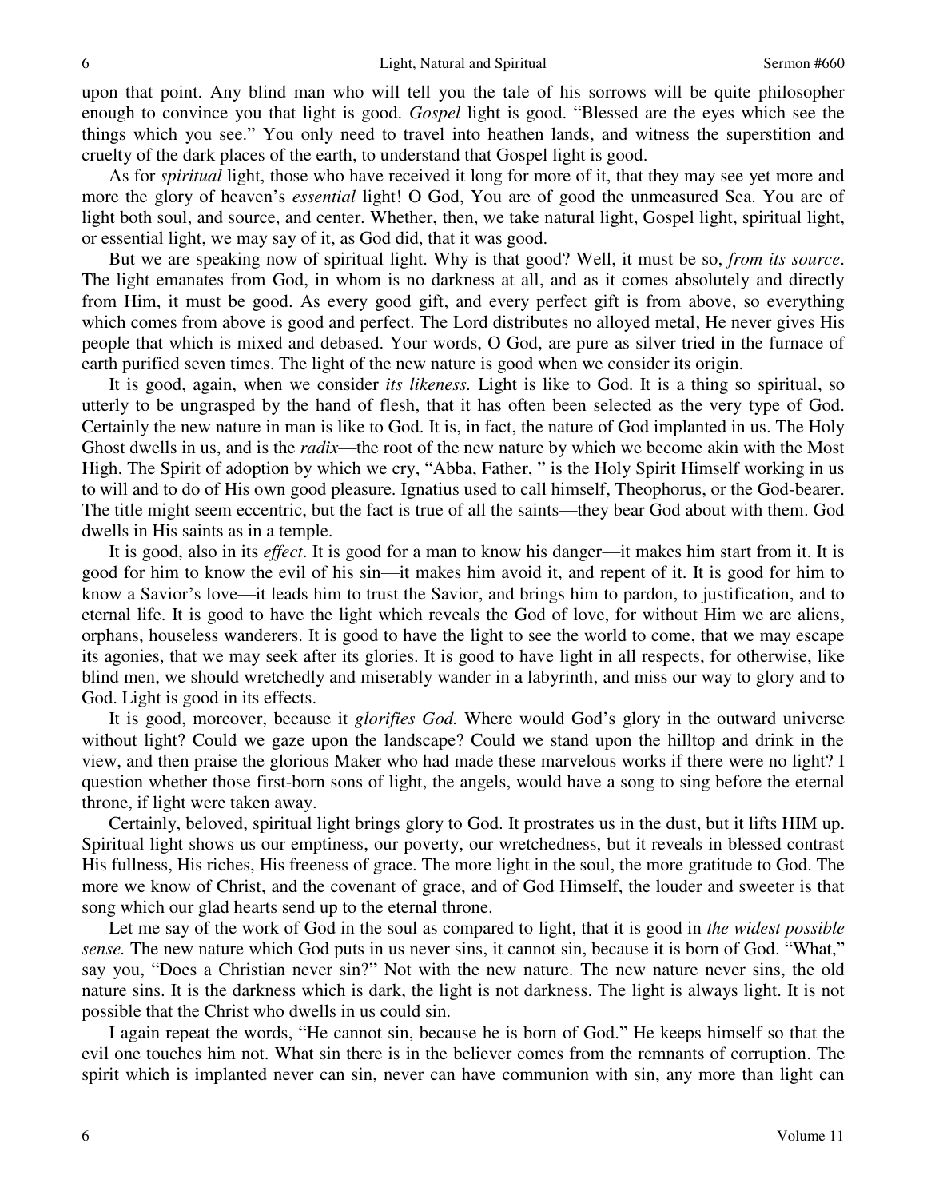upon that point. Any blind man who will tell you the tale of his sorrows will be quite philosopher enough to convince you that light is good. *Gospel* light is good. "Blessed are the eyes which see the things which you see." You only need to travel into heathen lands, and witness the superstition and cruelty of the dark places of the earth, to understand that Gospel light is good.

As for *spiritual* light, those who have received it long for more of it, that they may see yet more and more the glory of heaven's *essential* light! O God, You are of good the unmeasured Sea. You are of light both soul, and source, and center. Whether, then, we take natural light, Gospel light, spiritual light, or essential light, we may say of it, as God did, that it was good.

But we are speaking now of spiritual light. Why is that good? Well, it must be so, *from its source*. The light emanates from God, in whom is no darkness at all, and as it comes absolutely and directly from Him, it must be good. As every good gift, and every perfect gift is from above, so everything which comes from above is good and perfect. The Lord distributes no alloyed metal, He never gives His people that which is mixed and debased. Your words, O God, are pure as silver tried in the furnace of earth purified seven times. The light of the new nature is good when we consider its origin.

It is good, again, when we consider *its likeness.* Light is like to God. It is a thing so spiritual, so utterly to be ungrasped by the hand of flesh, that it has often been selected as the very type of God. Certainly the new nature in man is like to God. It is, in fact, the nature of God implanted in us. The Holy Ghost dwells in us, and is the *radix*—the root of the new nature by which we become akin with the Most High. The Spirit of adoption by which we cry, "Abba, Father, " is the Holy Spirit Himself working in us to will and to do of His own good pleasure. Ignatius used to call himself, Theophorus, or the God-bearer. The title might seem eccentric, but the fact is true of all the saints—they bear God about with them. God dwells in His saints as in a temple.

It is good, also in its *effect*. It is good for a man to know his danger—it makes him start from it. It is good for him to know the evil of his sin—it makes him avoid it, and repent of it. It is good for him to know a Savior's love—it leads him to trust the Savior, and brings him to pardon, to justification, and to eternal life. It is good to have the light which reveals the God of love, for without Him we are aliens, orphans, houseless wanderers. It is good to have the light to see the world to come, that we may escape its agonies, that we may seek after its glories. It is good to have light in all respects, for otherwise, like blind men, we should wretchedly and miserably wander in a labyrinth, and miss our way to glory and to God. Light is good in its effects.

It is good, moreover, because it *glorifies God.* Where would God's glory in the outward universe without light? Could we gaze upon the landscape? Could we stand upon the hilltop and drink in the view, and then praise the glorious Maker who had made these marvelous works if there were no light? I question whether those first-born sons of light, the angels, would have a song to sing before the eternal throne, if light were taken away.

Certainly, beloved, spiritual light brings glory to God. It prostrates us in the dust, but it lifts HIM up. Spiritual light shows us our emptiness, our poverty, our wretchedness, but it reveals in blessed contrast His fullness, His riches, His freeness of grace. The more light in the soul, the more gratitude to God. The more we know of Christ, and the covenant of grace, and of God Himself, the louder and sweeter is that song which our glad hearts send up to the eternal throne.

Let me say of the work of God in the soul as compared to light, that it is good in *the widest possible sense.* The new nature which God puts in us never sins, it cannot sin, because it is born of God. "What," say you, "Does a Christian never sin?" Not with the new nature. The new nature never sins, the old nature sins. It is the darkness which is dark, the light is not darkness. The light is always light. It is not possible that the Christ who dwells in us could sin.

I again repeat the words, "He cannot sin, because he is born of God." He keeps himself so that the evil one touches him not. What sin there is in the believer comes from the remnants of corruption. The spirit which is implanted never can sin, never can have communion with sin, any more than light can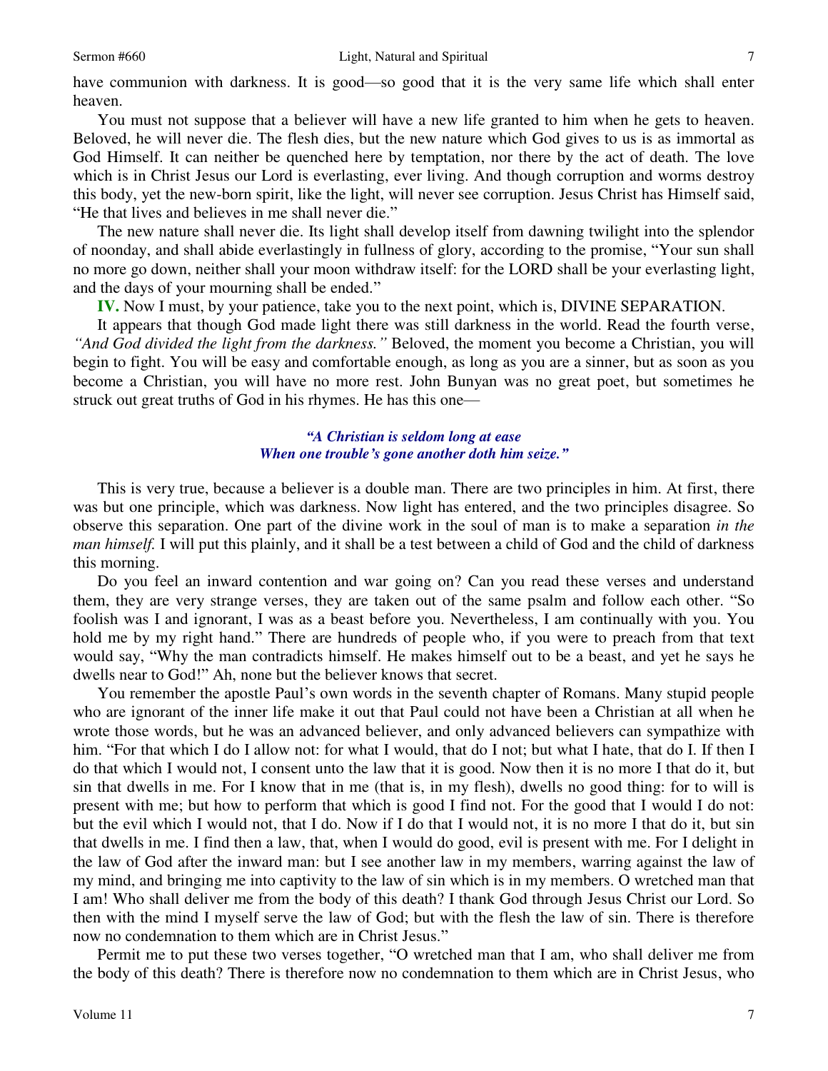have communion with darkness. It is good—so good that it is the very same life which shall enter heaven.

You must not suppose that a believer will have a new life granted to him when he gets to heaven. Beloved, he will never die. The flesh dies, but the new nature which God gives to us is as immortal as God Himself. It can neither be quenched here by temptation, nor there by the act of death. The love which is in Christ Jesus our Lord is everlasting, ever living. And though corruption and worms destroy this body, yet the new-born spirit, like the light, will never see corruption. Jesus Christ has Himself said, "He that lives and believes in me shall never die."

The new nature shall never die. Its light shall develop itself from dawning twilight into the splendor of noonday, and shall abide everlastingly in fullness of glory, according to the promise, "Your sun shall no more go down, neither shall your moon withdraw itself: for the LORD shall be your everlasting light, and the days of your mourning shall be ended."

**IV.** Now I must, by your patience, take you to the next point, which is, DIVINE SEPARATION.

It appears that though God made light there was still darkness in the world. Read the fourth verse, *"And God divided the light from the darkness."* Beloved, the moment you become a Christian, you will begin to fight. You will be easy and comfortable enough, as long as you are a sinner, but as soon as you become a Christian, you will have no more rest. John Bunyan was no great poet, but sometimes he struck out great truths of God in his rhymes. He has this one—

> ***"A Christian is seldom long at ease***
> ***When one trouble's gone another doth him seize."***

This is very true, because a believer is a double man. There are two principles in him. At first, there was but one principle, which was darkness. Now light has entered, and the two principles disagree. So observe this separation. One part of the divine work in the soul of man is to make a separation *in the man himself.* I will put this plainly, and it shall be a test between a child of God and the child of darkness this morning.

Do you feel an inward contention and war going on? Can you read these verses and understand them, they are very strange verses, they are taken out of the same psalm and follow each other. "So foolish was I and ignorant, I was as a beast before you. Nevertheless, I am continually with you. You hold me by my right hand." There are hundreds of people who, if you were to preach from that text would say, "Why the man contradicts himself. He makes himself out to be a beast, and yet he says he dwells near to God!" Ah, none but the believer knows that secret.

You remember the apostle Paul's own words in the seventh chapter of Romans. Many stupid people who are ignorant of the inner life make it out that Paul could not have been a Christian at all when he wrote those words, but he was an advanced believer, and only advanced believers can sympathize with him. "For that which I do I allow not: for what I would, that do I not; but what I hate, that do I. If then I do that which I would not, I consent unto the law that it is good. Now then it is no more I that do it, but sin that dwells in me. For I know that in me (that is, in my flesh), dwells no good thing: for to will is present with me; but how to perform that which is good I find not. For the good that I would I do not: but the evil which I would not, that I do. Now if I do that I would not, it is no more I that do it, but sin that dwells in me. I find then a law, that, when I would do good, evil is present with me. For I delight in the law of God after the inward man: but I see another law in my members, warring against the law of my mind, and bringing me into captivity to the law of sin which is in my members. O wretched man that I am! Who shall deliver me from the body of this death? I thank God through Jesus Christ our Lord. So then with the mind I myself serve the law of God; but with the flesh the law of sin. There is therefore now no condemnation to them which are in Christ Jesus."

Permit me to put these two verses together, "O wretched man that I am, who shall deliver me from the body of this death? There is therefore now no condemnation to them which are in Christ Jesus, who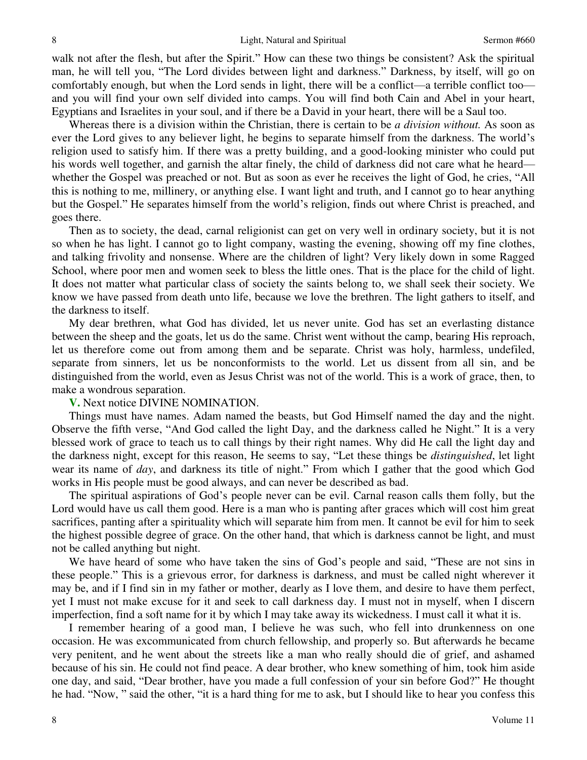walk not after the flesh, but after the Spirit." How can these two things be consistent? Ask the spiritual man, he will tell you, "The Lord divides between light and darkness." Darkness, by itself, will go on comfortably enough, but when the Lord sends in light, there will be a conflict—a terrible conflict too—and you will find your own self divided into camps. You will find both Cain and Abel in your heart, Egyptians and Israelites in your soul, and if there be a David in your heart, there will be a Saul too.

Whereas there is a division within the Christian, there is certain to be *a division without.* As soon as ever the Lord gives to any believer light, he begins to separate himself from the darkness. The world's religion used to satisfy him. If there was a pretty building, and a good-looking minister who could put his words well together, and garnish the altar finely, the child of darkness did not care what he heard—whether the Gospel was preached or not. But as soon as ever he receives the light of God, he cries, "All this is nothing to me, millinery, or anything else. I want light and truth, and I cannot go to hear anything but the Gospel." He separates himself from the world's religion, finds out where Christ is preached, and goes there.

Then as to society, the dead, carnal religionist can get on very well in ordinary society, but it is not so when he has light. I cannot go to light company, wasting the evening, showing off my fine clothes, and talking frivolity and nonsense. Where are the children of light? Very likely down in some Ragged School, where poor men and women seek to bless the little ones. That is the place for the child of light. It does not matter what particular class of society the saints belong to, we shall seek their society. We know we have passed from death unto life, because we love the brethren. The light gathers to itself, and the darkness to itself.

My dear brethren, what God has divided, let us never unite. God has set an everlasting distance between the sheep and the goats, let us do the same. Christ went without the camp, bearing His reproach, let us therefore come out from among them and be separate. Christ was holy, harmless, undefiled, separate from sinners, let us be nonconformists to the world. Let us dissent from all sin, and be distinguished from the world, even as Jesus Christ was not of the world. This is a work of grace, then, to make a wondrous separation.

**V.** Next notice DIVINE NOMINATION.

Things must have names. Adam named the beasts, but God Himself named the day and the night. Observe the fifth verse, "And God called the light Day, and the darkness called he Night." It is a very blessed work of grace to teach us to call things by their right names. Why did He call the light day and the darkness night, except for this reason, He seems to say, "Let these things be *distinguished*, let light wear its name of *day*, and darkness its title of night." From which I gather that the good which God works in His people must be good always, and can never be described as bad.

The spiritual aspirations of God's people never can be evil. Carnal reason calls them folly, but the Lord would have us call them good. Here is a man who is panting after graces which will cost him great sacrifices, panting after a spirituality which will separate him from men. It cannot be evil for him to seek the highest possible degree of grace. On the other hand, that which is darkness cannot be light, and must not be called anything but night.

We have heard of some who have taken the sins of God's people and said, "These are not sins in these people." This is a grievous error, for darkness is darkness, and must be called night wherever it may be, and if I find sin in my father or mother, dearly as I love them, and desire to have them perfect, yet I must not make excuse for it and seek to call darkness day. I must not in myself, when I discern imperfection, find a soft name for it by which I may take away its wickedness. I must call it what it is.

I remember hearing of a good man, I believe he was such, who fell into drunkenness on one occasion. He was excommunicated from church fellowship, and properly so. But afterwards he became very penitent, and he went about the streets like a man who really should die of grief, and ashamed because of his sin. He could not find peace. A dear brother, who knew something of him, took him aside one day, and said, "Dear brother, have you made a full confession of your sin before God?" He thought he had. "Now, " said the other, "it is a hard thing for me to ask, but I should like to hear you confess this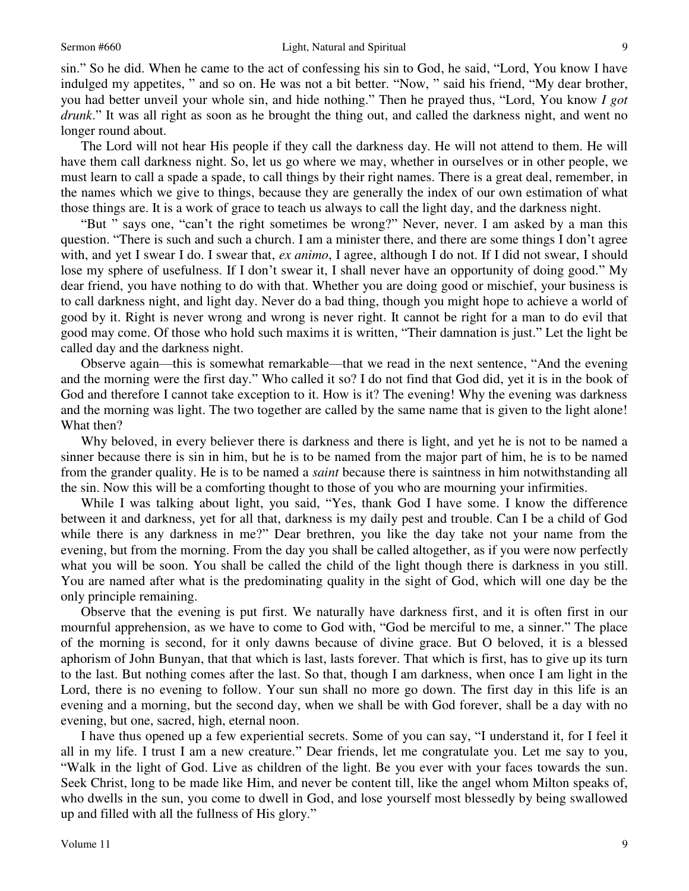sin." So he did. When he came to the act of confessing his sin to God, he said, "Lord, You know I have indulged my appetites, " and so on. He was not a bit better. "Now, " said his friend, "My dear brother, you had better unveil your whole sin, and hide nothing." Then he prayed thus, "Lord, You know *I got drunk*." It was all right as soon as he brought the thing out, and called the darkness night, and went no longer round about.

The Lord will not hear His people if they call the darkness day. He will not attend to them. He will have them call darkness night. So, let us go where we may, whether in ourselves or in other people, we must learn to call a spade a spade, to call things by their right names. There is a great deal, remember, in the names which we give to things, because they are generally the index of our own estimation of what those things are. It is a work of grace to teach us always to call the light day, and the darkness night.

"But " says one, "can't the right sometimes be wrong?" Never, never. I am asked by a man this question. "There is such and such a church. I am a minister there, and there are some things I don't agree with, and yet I swear I do. I swear that, *ex animo*, I agree, although I do not. If I did not swear, I should lose my sphere of usefulness. If I don't swear it, I shall never have an opportunity of doing good." My dear friend, you have nothing to do with that. Whether you are doing good or mischief, your business is to call darkness night, and light day. Never do a bad thing, though you might hope to achieve a world of good by it. Right is never wrong and wrong is never right. It cannot be right for a man to do evil that good may come. Of those who hold such maxims it is written, "Their damnation is just." Let the light be called day and the darkness night.

Observe again—this is somewhat remarkable—that we read in the next sentence, "And the evening and the morning were the first day." Who called it so? I do not find that God did, yet it is in the book of God and therefore I cannot take exception to it. How is it? The evening! Why the evening was darkness and the morning was light. The two together are called by the same name that is given to the light alone! What then?

Why beloved, in every believer there is darkness and there is light, and yet he is not to be named a sinner because there is sin in him, but he is to be named from the major part of him, he is to be named from the grander quality. He is to be named a *saint* because there is saintness in him notwithstanding all the sin. Now this will be a comforting thought to those of you who are mourning your infirmities.

While I was talking about light, you said, "Yes, thank God I have some. I know the difference between it and darkness, yet for all that, darkness is my daily pest and trouble. Can I be a child of God while there is any darkness in me?" Dear brethren, you like the day take not your name from the evening, but from the morning. From the day you shall be called altogether, as if you were now perfectly what you will be soon. You shall be called the child of the light though there is darkness in you still. You are named after what is the predominating quality in the sight of God, which will one day be the only principle remaining.

Observe that the evening is put first. We naturally have darkness first, and it is often first in our mournful apprehension, as we have to come to God with, "God be merciful to me, a sinner." The place of the morning is second, for it only dawns because of divine grace. But O beloved, it is a blessed aphorism of John Bunyan, that that which is last, lasts forever. That which is first, has to give up its turn to the last. But nothing comes after the last. So that, though I am darkness, when once I am light in the Lord, there is no evening to follow. Your sun shall no more go down. The first day in this life is an evening and a morning, but the second day, when we shall be with God forever, shall be a day with no evening, but one, sacred, high, eternal noon.

I have thus opened up a few experiential secrets. Some of you can say, "I understand it, for I feel it all in my life. I trust I am a new creature." Dear friends, let me congratulate you. Let me say to you, "Walk in the light of God. Live as children of the light. Be you ever with your faces towards the sun. Seek Christ, long to be made like Him, and never be content till, like the angel whom Milton speaks of, who dwells in the sun, you come to dwell in God, and lose yourself most blessedly by being swallowed up and filled with all the fullness of His glory."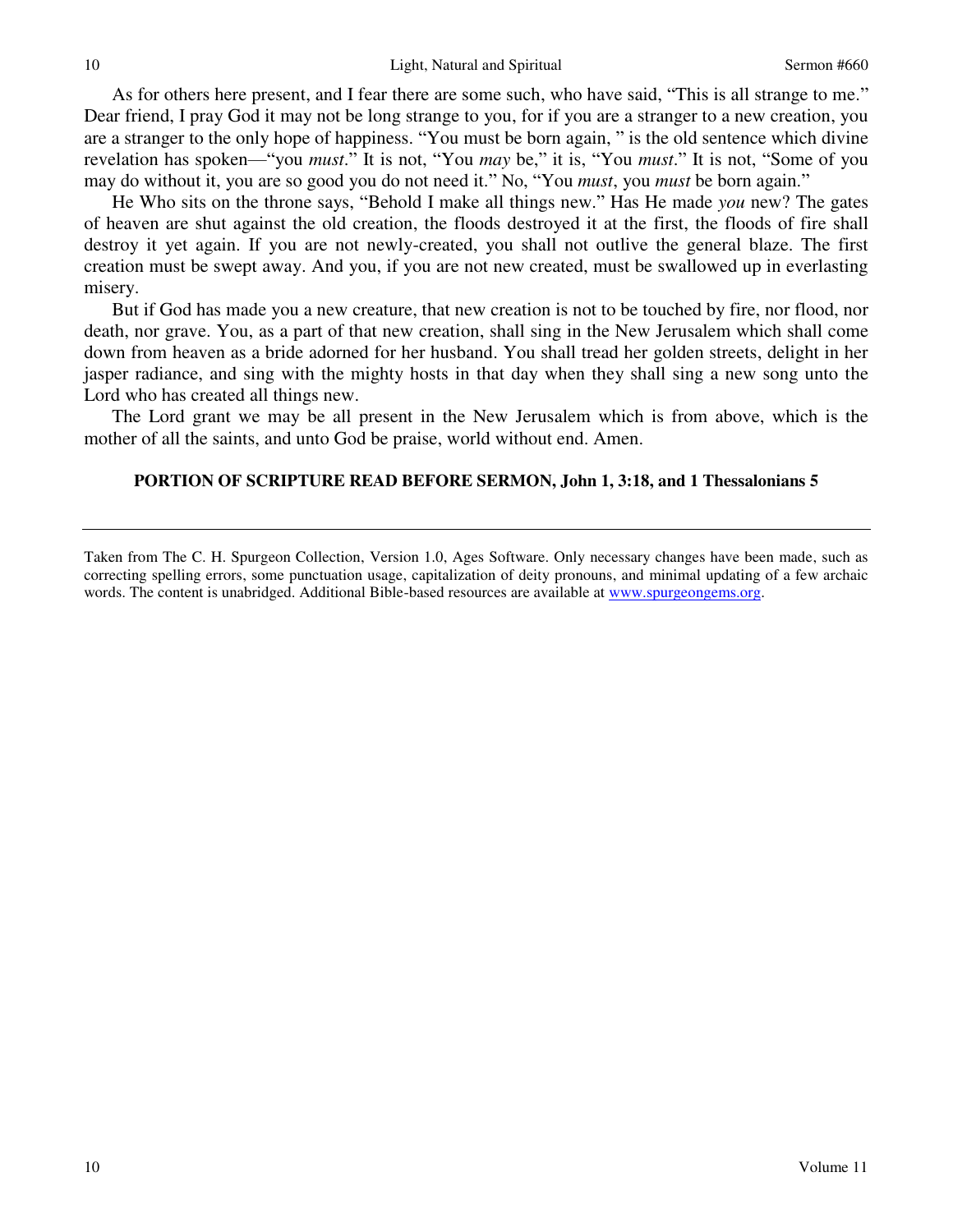As for others here present, and I fear there are some such, who have said, "This is all strange to me." Dear friend, I pray God it may not be long strange to you, for if you are a stranger to a new creation, you are a stranger to the only hope of happiness. "You must be born again, " is the old sentence which divine revelation has spoken—"you *must*." It is not, "You *may* be," it is, "You *must*." It is not, "Some of you may do without it, you are so good you do not need it." No, "You *must*, you *must* be born again."

He Who sits on the throne says, "Behold I make all things new." Has He made *you* new? The gates of heaven are shut against the old creation, the floods destroyed it at the first, the floods of fire shall destroy it yet again. If you are not newly-created, you shall not outlive the general blaze. The first creation must be swept away. And you, if you are not new created, must be swallowed up in everlasting misery.

But if God has made you a new creature, that new creation is not to be touched by fire, nor flood, nor death, nor grave. You, as a part of that new creation, shall sing in the New Jerusalem which shall come down from heaven as a bride adorned for her husband. You shall tread her golden streets, delight in her jasper radiance, and sing with the mighty hosts in that day when they shall sing a new song unto the Lord who has created all things new.

The Lord grant we may be all present in the New Jerusalem which is from above, which is the mother of all the saints, and unto God be praise, world without end. Amen.

**PORTION OF SCRIPTURE READ BEFORE SERMON, John 1, 3:18, and 1 Thessalonians 5**

---

Taken from The C. H. Spurgeon Collection, Version 1.0, Ages Software. Only necessary changes have been made, such as correcting spelling errors, some punctuation usage, capitalization of deity pronouns, and minimal updating of a few archaic words. The content is unabridged. Additional Bible-based resources are available at www.spurgeongems.org.